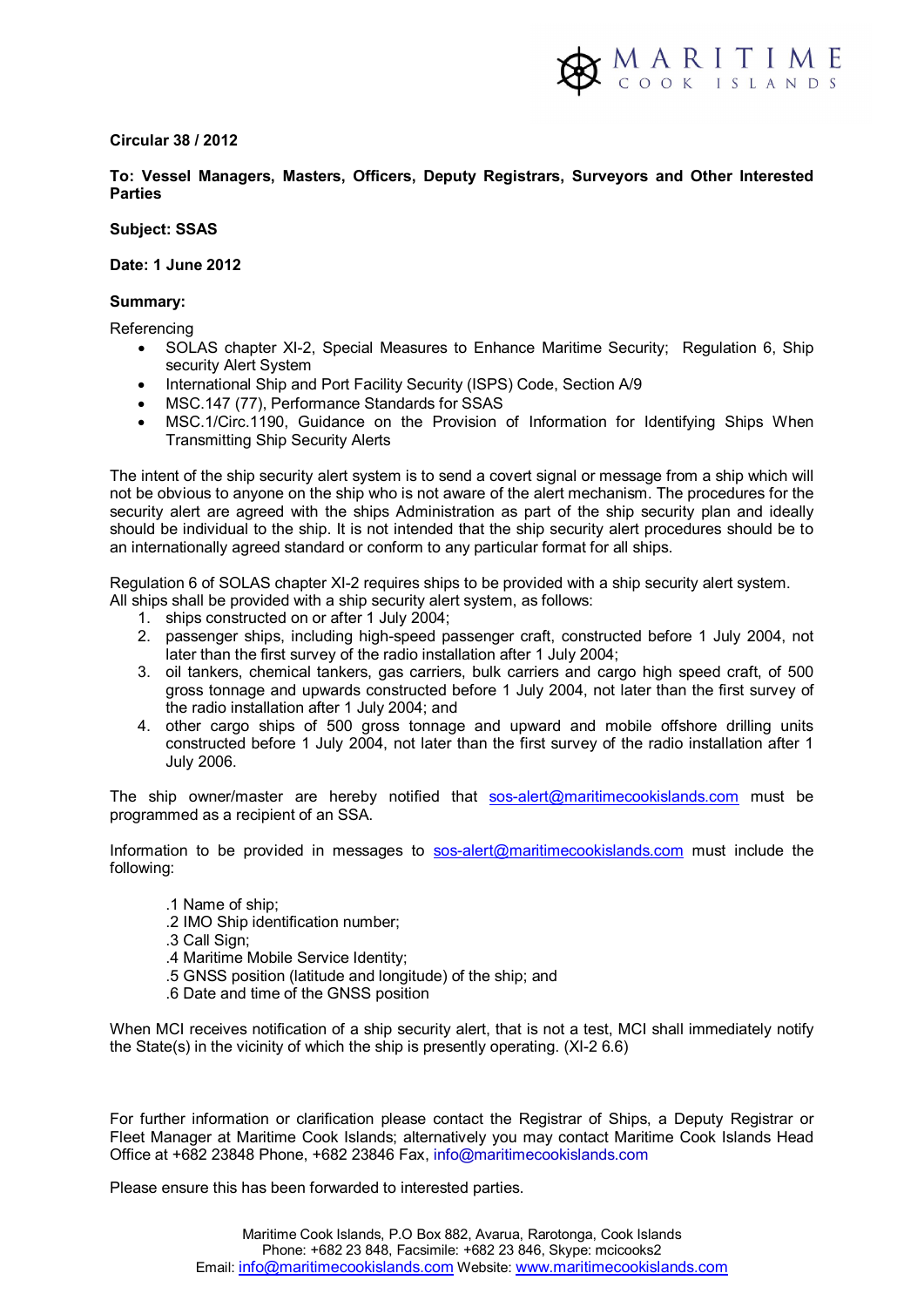**Circular 38 / 2012**

**To: Vessel Managers, Masters, Officers, Deputy Registrars, Surveyors and Other Interested Parties**

**Subject: SSAS**

**Date: 1 June 2012**

**Summary:**

Referencing

- SOLAS chapter XI-2, Special Measures to Enhance Maritime Security; Regulation 6, Ship security Alert System
- International Ship and Port Facility Security (ISPS) Code, Section A/9
- MSC.147 (77), Performance Standards for SSAS
- MSC.1/Circ.1190, Guidance on the Provision of Information for Identifying Ships When Transmitting Ship Security Alerts

The intent of the ship security alert system is to send a covert signal or message from a ship which will not be obvious to anyone on the ship who is not aware of the alert mechanism. The procedures for the security alert are agreed with the ships Administration as part of the ship security plan and ideally should be individual to the ship. It is not intended that the ship security alert procedures should be to an internationally agreed standard or conform to any particular format for all ships.

Regulation 6 of SOLAS chapter XI-2 requires ships to be provided with a ship security alert system. All ships shall be provided with a ship security alert system, as follows:

1. ships constructed on or after 1 July 2004;
2. passenger ships, including high-speed passenger craft, constructed before 1 July 2004, not later than the first survey of the radio installation after 1 July 2004;
3. oil tankers, chemical tankers, gas carriers, bulk carriers and cargo high speed craft, of 500 gross tonnage and upwards constructed before 1 July 2004, not later than the first survey of the radio installation after 1 July 2004; and
4. other cargo ships of 500 gross tonnage and upward and mobile offshore drilling units constructed before 1 July 2004, not later than the first survey of the radio installation after 1 July 2006.

The ship owner/master are hereby notified that sos-alert@maritimecookislands.com must be programmed as a recipient of an SSA.

Information to be provided in messages to sos-alert@maritimecookislands.com must include the following:

.1 Name of ship;
.2 IMO Ship identification number;
.3 Call Sign;
.4 Maritime Mobile Service Identity;
.5 GNSS position (latitude and longitude) of the ship; and
.6 Date and time of the GNSS position

When MCI receives notification of a ship security alert, that is not a test, MCI shall immediately notify the State(s) in the vicinity of which the ship is presently operating. (XI-2 6.6)

For further information or clarification please contact the Registrar of Ships, a Deputy Registrar or Fleet Manager at Maritime Cook Islands; alternatively you may contact Maritime Cook Islands Head Office at +682 23848 Phone, +682 23846 Fax, info@maritimecookislands.com

Please ensure this has been forwarded to interested parties.